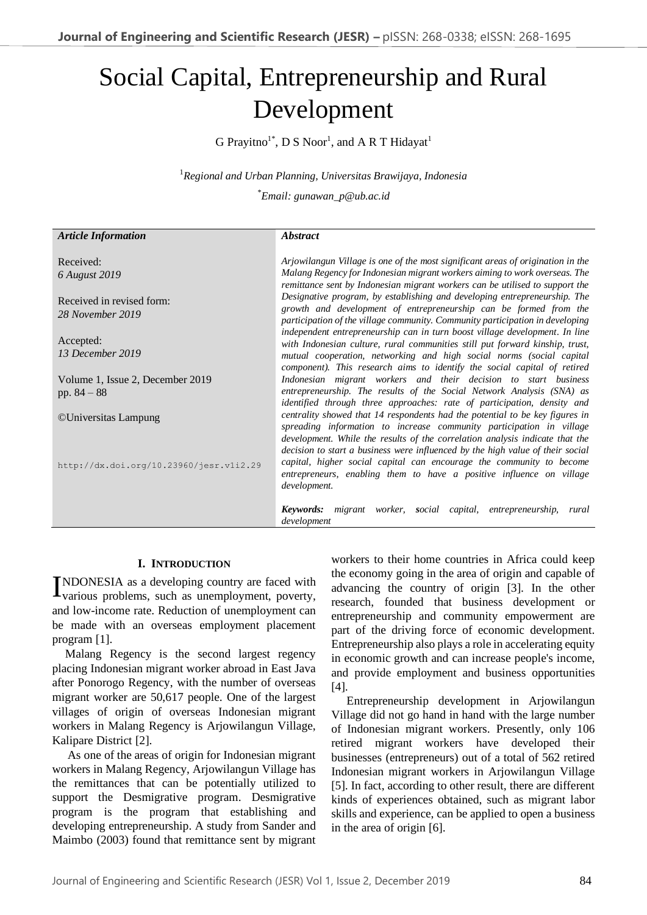# Social Capital, Entrepreneurship and Rural Development

G Prayitno[1*], D S Noor[1], and A R T Hidayat[1]

[1]*Regional and Urban Planning, Universitas Brawijaya, Indonesia*

[*]*Email: gunawan_p@ub.ac.id*

| ***Article Information*** | ***Abstract*** |
|---|---|
| Received: *6 August 2019* <br><br> Received in revised form: *28 November 2019* <br><br> Accepted: *13 December 2019* <br><br> Volume 1, Issue 2, December 2019 pp. 84 – 88 <br><br> ©Universitas Lampung <br><br> http://dx.doi.org/10.23960/jesr.v1i2.29 | *Arjowilangun Village is one of the most significant areas of origination in the Malang Regency for Indonesian migrant workers aiming to work overseas. The remittance sent by Indonesian migrant workers can be utilised to support the Designative program, by establishing and developing entrepreneurship. The growth and development of entrepreneurship can be formed from the participation of the village community. Community participation in developing independent entrepreneurship can in turn boost village development. In line with Indonesian culture, rural communities still put forward kinship, trust, mutual cooperation, networking and high social norms (social capital component). This research aims to identify the social capital of retired Indonesian migrant workers and their decision to start business entrepreneurship. The results of the Social Network Analysis (SNA) as identified through three approaches: rate of participation, density and centrality showed that 14 respondents had the potential to be key figures in spreading information to increase community participation in village development. While the results of the correlation analysis indicate that the decision to start a business were influenced by the high value of their social capital, higher social capital can encourage the community to become entrepreneurs, enabling them to have a positive influence on village development.* <br><br> ***Keywords:*** *migrant worker, **s**ocial capital, entrepreneurship, rural development* |

## I. Introduction

INDONESIA as a developing country are faced with various problems, such as unemployment, poverty, and low-income rate. Reduction of unemployment can be made with an overseas employment placement program [1].

Malang Regency is the second largest regency placing Indonesian migrant worker abroad in East Java after Ponorogo Regency, with the number of overseas migrant worker are 50,617 people. One of the largest villages of origin of overseas Indonesian migrant workers in Malang Regency is Arjowilangun Village, Kalipare District [2].

As one of the areas of origin for Indonesian migrant workers in Malang Regency, Arjowilangun Village has the remittances that can be potentially utilized to support the Desmigrative program. Desmigrative program is the program that establishing and developing entrepreneurship. A study from Sander and Maimbo (2003) found that remittance sent by migrant workers to their home countries in Africa could keep the economy going in the area of origin and capable of advancing the country of origin [3]. In the other research, founded that business development or entrepreneurship and community empowerment are part of the driving force of economic development. Entrepreneurship also plays a role in accelerating equity in economic growth and can increase people's income, and provide employment and business opportunities [4].

Entrepreneurship development in Arjowilangun Village did not go hand in hand with the large number of Indonesian migrant workers. Presently, only 106 retired migrant workers have developed their businesses (entrepreneurs) out of a total of 562 retired Indonesian migrant workers in Arjowilangun Village [5]. In fact, according to other result, there are different kinds of experiences obtained, such as migrant labor skills and experience, can be applied to open a business in the area of origin [6].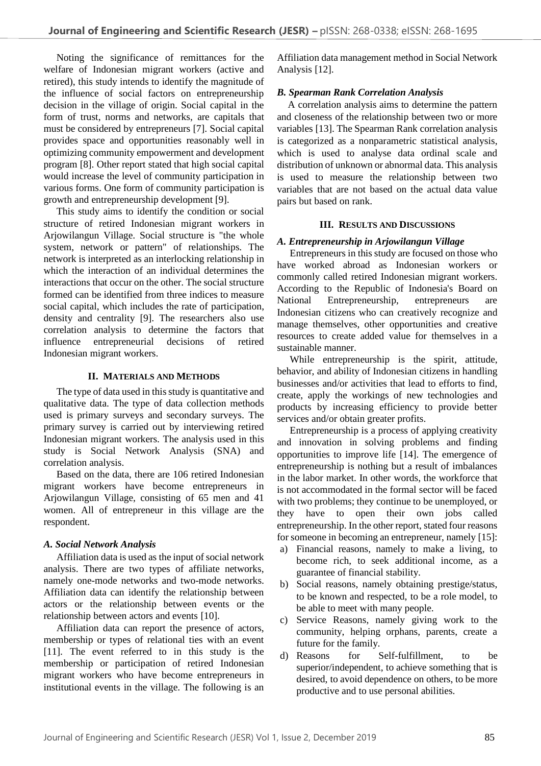Noting the significance of remittances for the welfare of Indonesian migrant workers (active and retired), this study intends to identify the magnitude of the influence of social factors on entrepreneurship decision in the village of origin. Social capital in the form of trust, norms and networks, are capitals that must be considered by entrepreneurs [7]. Social capital provides space and opportunities reasonably well in optimizing community empowerment and development program [8]. Other report stated that high social capital would increase the level of community participation in various forms. One form of community participation is growth and entrepreneurship development [9].

This study aims to identify the condition or social structure of retired Indonesian migrant workers in Arjowilangun Village. Social structure is "the whole system, network or pattern" of relationships. The network is interpreted as an interlocking relationship in which the interaction of an individual determines the interactions that occur on the other. The social structure formed can be identified from three indices to measure social capital, which includes the rate of participation, density and centrality [9]. The researchers also use correlation analysis to determine the factors that influence entrepreneurial decisions of retired Indonesian migrant workers.

## II. Materials and Methods

The type of data used in this study is quantitative and qualitative data. The type of data collection methods used is primary surveys and secondary surveys. The primary survey is carried out by interviewing retired Indonesian migrant workers. The analysis used in this study is Social Network Analysis (SNA) and correlation analysis.

Based on the data, there are 106 retired Indonesian migrant workers have become entrepreneurs in Arjowilangun Village, consisting of 65 men and 41 women. All of entrepreneur in this village are the respondent.

### *A. Social Network Analysis*

Affiliation data is used as the input of social network analysis. There are two types of affiliate networks, namely one-mode networks and two-mode networks. Affiliation data can identify the relationship between actors or the relationship between events or the relationship between actors and events [10].

Affiliation data can report the presence of actors, membership or types of relational ties with an event [11]. The event referred to in this study is the membership or participation of retired Indonesian migrant workers who have become entrepreneurs in institutional events in the village. The following is an Affiliation data management method in Social Network Analysis [12].

### *B. Spearman Rank Correlation Analysis*

A correlation analysis aims to determine the pattern and closeness of the relationship between two or more variables [13]. The Spearman Rank correlation analysis is categorized as a nonparametric statistical analysis, which is used to analyse data ordinal scale and distribution of unknown or abnormal data. This analysis is used to measure the relationship between two variables that are not based on the actual data value pairs but based on rank.

## III. Results and Discussions

### *A. Entrepreneurship in Arjowilangun Village*

Entrepreneurs in this study are focused on those who have worked abroad as Indonesian workers or commonly called retired Indonesian migrant workers. According to the Republic of Indonesia's Board on National Entrepreneurship, entrepreneurs are Indonesian citizens who can creatively recognize and manage themselves, other opportunities and creative resources to create added value for themselves in a sustainable manner.

While entrepreneurship is the spirit, attitude, behavior, and ability of Indonesian citizens in handling businesses and/or activities that lead to efforts to find, create, apply the workings of new technologies and products by increasing efficiency to provide better services and/or obtain greater profits.

Entrepreneurship is a process of applying creativity and innovation in solving problems and finding opportunities to improve life [14]. The emergence of entrepreneurship is nothing but a result of imbalances in the labor market. In other words, the workforce that is not accommodated in the formal sector will be faced with two problems; they continue to be unemployed, or they have to open their own jobs called entrepreneurship. In the other report, stated four reasons for someone in becoming an entrepreneur, namely [15]:

a) Financial reasons, namely to make a living, to become rich, to seek additional income, as a guarantee of financial stability.
b) Social reasons, namely obtaining prestige/status, to be known and respected, to be a role model, to be able to meet with many people.
c) Service Reasons, namely giving work to the community, helping orphans, parents, create a future for the family.
d) Reasons for Self-fulfillment, to be superior/independent, to achieve something that is desired, to avoid dependence on others, to be more productive and to use personal abilities.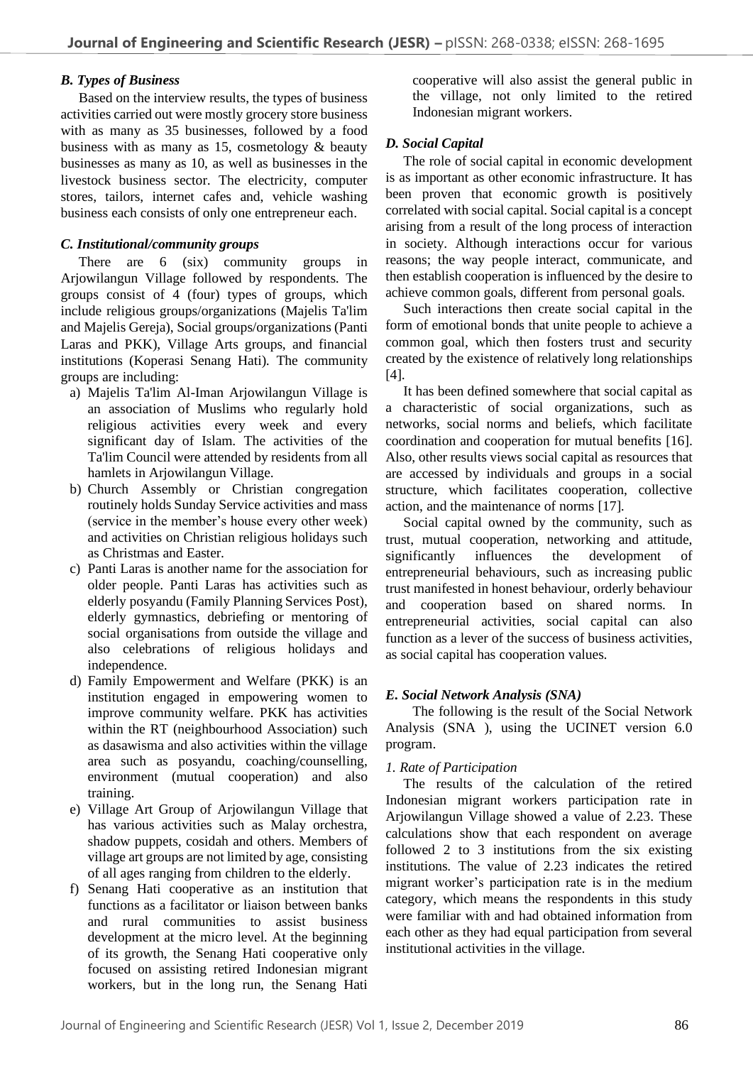### *B. Types of Business*

Based on the interview results, the types of business activities carried out were mostly grocery store business with as many as 35 businesses, followed by a food business with as many as 15, cosmetology & beauty businesses as many as 10, as well as businesses in the livestock business sector. The electricity, computer stores, tailors, internet cafes and, vehicle washing business each consists of only one entrepreneur each.

### *C. Institutional/community groups*

There are 6 (six) community groups in Arjowilangun Village followed by respondents. The groups consist of 4 (four) types of groups, which include religious groups/organizations (Majelis Ta'lim and Majelis Gereja), Social groups/organizations (Panti Laras and PKK), Village Arts groups, and financial institutions (Koperasi Senang Hati). The community groups are including:

a) Majelis Ta'lim Al-Iman Arjowilangun Village is an association of Muslims who regularly hold religious activities every week and every significant day of Islam. The activities of the Ta'lim Council were attended by residents from all hamlets in Arjowilangun Village.
b) Church Assembly or Christian congregation routinely holds Sunday Service activities and mass (service in the member's house every other week) and activities on Christian religious holidays such as Christmas and Easter.
c) Panti Laras is another name for the association for older people. Panti Laras has activities such as elderly posyandu (Family Planning Services Post), elderly gymnastics, debriefing or mentoring of social organisations from outside the village and also celebrations of religious holidays and independence.
d) Family Empowerment and Welfare (PKK) is an institution engaged in empowering women to improve community welfare. PKK has activities within the RT (neighbourhood Association) such as dasawisma and also activities within the village area such as posyandu, coaching/counselling, environment (mutual cooperation) and also training.
e) Village Art Group of Arjowilangun Village that has various activities such as Malay orchestra, shadow puppets, cosidah and others. Members of village art groups are not limited by age, consisting of all ages ranging from children to the elderly.
f) Senang Hati cooperative as an institution that functions as a facilitator or liaison between banks and rural communities to assist business development at the micro level. At the beginning of its growth, the Senang Hati cooperative only focused on assisting retired Indonesian migrant workers, but in the long run, the Senang Hati cooperative will also assist the general public in the village, not only limited to the retired Indonesian migrant workers.

### *D. Social Capital*

The role of social capital in economic development is as important as other economic infrastructure. It has been proven that economic growth is positively correlated with social capital. Social capital is a concept arising from a result of the long process of interaction in society. Although interactions occur for various reasons; the way people interact, communicate, and then establish cooperation is influenced by the desire to achieve common goals, different from personal goals.

Such interactions then create social capital in the form of emotional bonds that unite people to achieve a common goal, which then fosters trust and security created by the existence of relatively long relationships [4].

It has been defined somewhere that social capital as a characteristic of social organizations, such as networks, social norms and beliefs, which facilitate coordination and cooperation for mutual benefits [16]. Also, other results views social capital as resources that are accessed by individuals and groups in a social structure, which facilitates cooperation, collective action, and the maintenance of norms [17].

Social capital owned by the community, such as trust, mutual cooperation, networking and attitude, significantly influences the development of entrepreneurial behaviours, such as increasing public trust manifested in honest behaviour, orderly behaviour and cooperation based on shared norms. In entrepreneurial activities, social capital can also function as a lever of the success of business activities, as social capital has cooperation values.

### *E. Social Network Analysis (SNA)*

The following is the result of the Social Network Analysis (SNA ), using the UCINET version 6.0 program.

*1. Rate of Participation*

The results of the calculation of the retired Indonesian migrant workers participation rate in Arjowilangun Village showed a value of 2.23. These calculations show that each respondent on average followed 2 to 3 institutions from the six existing institutions. The value of 2.23 indicates the retired migrant worker's participation rate is in the medium category, which means the respondents in this study were familiar with and had obtained information from each other as they had equal participation from several institutional activities in the village.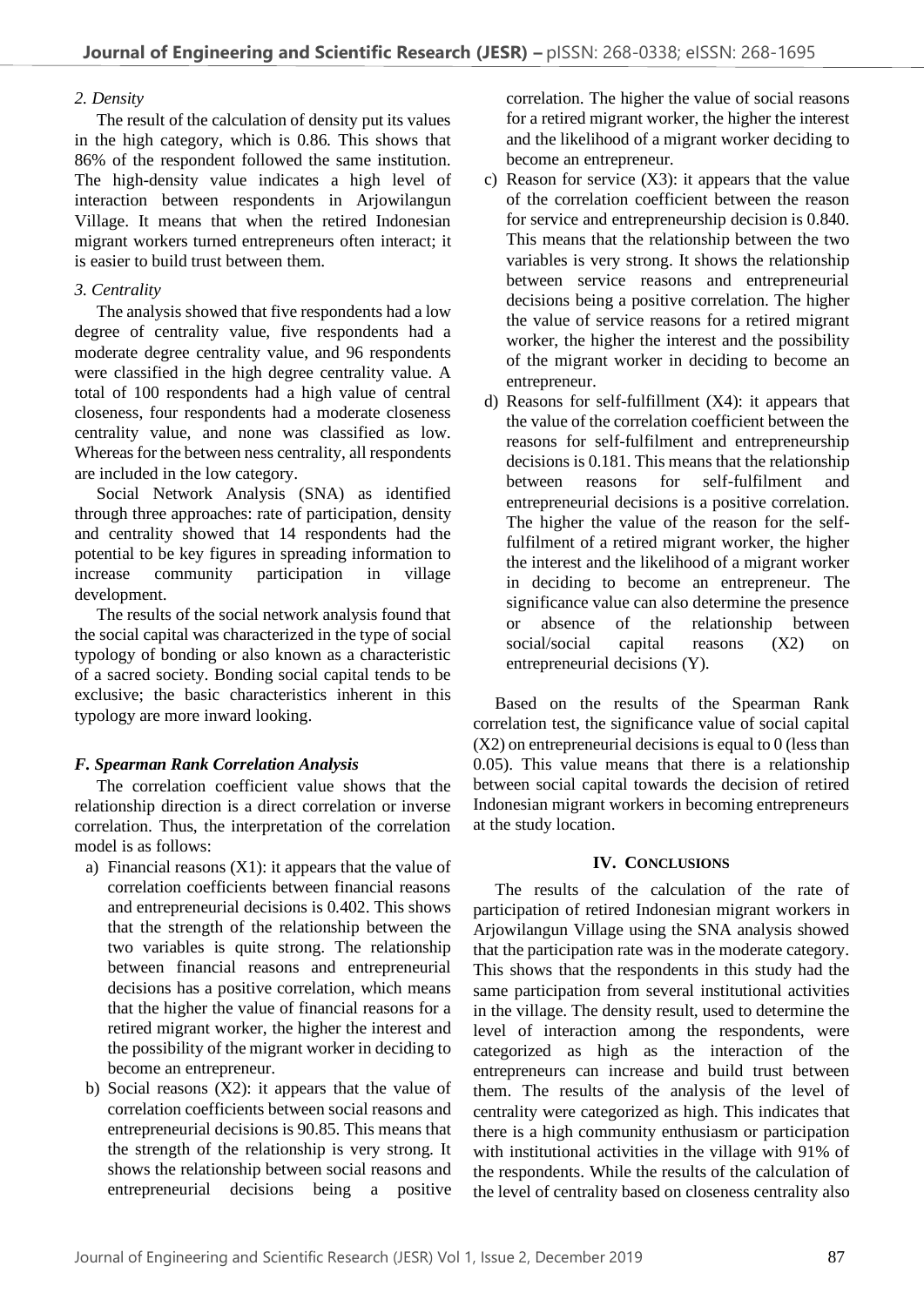*2. Density*

The result of the calculation of density put its values in the high category, which is 0.86. This shows that 86% of the respondent followed the same institution. The high-density value indicates a high level of interaction between respondents in Arjowilangun Village. It means that when the retired Indonesian migrant workers turned entrepreneurs often interact; it is easier to build trust between them.

*3. Centrality*

The analysis showed that five respondents had a low degree of centrality value, five respondents had a moderate degree centrality value, and 96 respondents were classified in the high degree centrality value. A total of 100 respondents had a high value of central closeness, four respondents had a moderate closeness centrality value, and none was classified as low. Whereas for the between ness centrality, all respondents are included in the low category.

Social Network Analysis (SNA) as identified through three approaches: rate of participation, density and centrality showed that 14 respondents had the potential to be key figures in spreading information to increase community participation in village development.

The results of the social network analysis found that the social capital was characterized in the type of social typology of bonding or also known as a characteristic of a sacred society. Bonding social capital tends to be exclusive; the basic characteristics inherent in this typology are more inward looking.

### *F. Spearman Rank Correlation Analysis*

The correlation coefficient value shows that the relationship direction is a direct correlation or inverse correlation. Thus, the interpretation of the correlation model is as follows:

a) Financial reasons (X1): it appears that the value of correlation coefficients between financial reasons and entrepreneurial decisions is 0.402. This shows that the strength of the relationship between the two variables is quite strong. The relationship between financial reasons and entrepreneurial decisions has a positive correlation, which means that the higher the value of financial reasons for a retired migrant worker, the higher the interest and the possibility of the migrant worker in deciding to become an entrepreneur.
b) Social reasons (X2): it appears that the value of correlation coefficients between social reasons and entrepreneurial decisions is 90.85. This means that the strength of the relationship is very strong. It shows the relationship between social reasons and entrepreneurial decisions being a positive correlation. The higher the value of social reasons for a retired migrant worker, the higher the interest and the likelihood of a migrant worker deciding to become an entrepreneur.
c) Reason for service (X3): it appears that the value of the correlation coefficient between the reason for service and entrepreneurship decision is 0.840. This means that the relationship between the two variables is very strong. It shows the relationship between service reasons and entrepreneurial decisions being a positive correlation. The higher the value of service reasons for a retired migrant worker, the higher the interest and the possibility of the migrant worker in deciding to become an entrepreneur.
d) Reasons for self-fulfillment (X4): it appears that the value of the correlation coefficient between the reasons for self-fulfilment and entrepreneurship decisions is 0.181. This means that the relationship between reasons for self-fulfilment and entrepreneurial decisions is a positive correlation. The higher the value of the reason for the self-fulfilment of a retired migrant worker, the higher the interest and the likelihood of a migrant worker in deciding to become an entrepreneur. The significance value can also determine the presence or absence of the relationship between social/social capital reasons (X2) on entrepreneurial decisions (Y).

Based on the results of the Spearman Rank correlation test, the significance value of social capital (X2) on entrepreneurial decisions is equal to 0 (less than 0.05). This value means that there is a relationship between social capital towards the decision of retired Indonesian migrant workers in becoming entrepreneurs at the study location.

## IV. Conclusions

The results of the calculation of the rate of participation of retired Indonesian migrant workers in Arjowilangun Village using the SNA analysis showed that the participation rate was in the moderate category. This shows that the respondents in this study had the same participation from several institutional activities in the village. The density result, used to determine the level of interaction among the respondents, were categorized as high as the interaction of the entrepreneurs can increase and build trust between them. The results of the analysis of the level of centrality were categorized as high. This indicates that there is a high community enthusiasm or participation with institutional activities in the village with 91% of the respondents. While the results of the calculation of the level of centrality based on closeness centrality also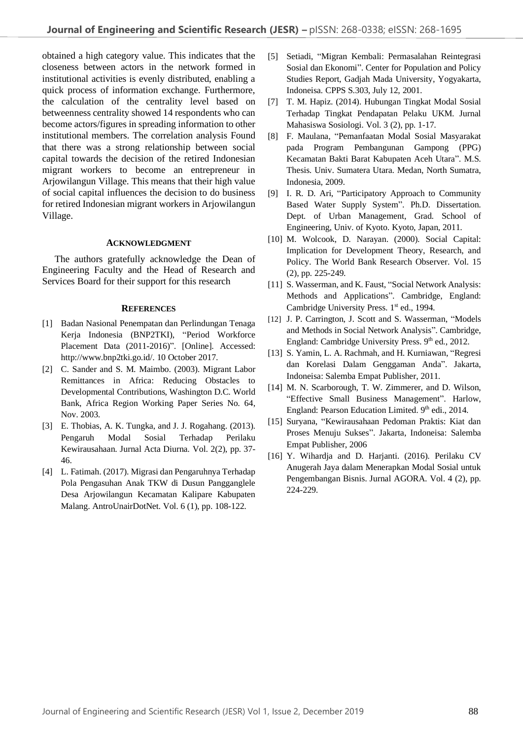obtained a high category value. This indicates that the closeness between actors in the network formed in institutional activities is evenly distributed, enabling a quick process of information exchange. Furthermore, the calculation of the centrality level based on betweenness centrality showed 14 respondents who can become actors/figures in spreading information to other institutional members. The correlation analysis Found that there was a strong relationship between social capital towards the decision of the retired Indonesian migrant workers to become an entrepreneur in Arjowilangun Village. This means that their high value of social capital influences the decision to do business for retired Indonesian migrant workers in Arjowilangun Village.

## ACKNOWLEDGMENT

The authors gratefully acknowledge the Dean of Engineering Faculty and the Head of Research and Services Board for their support for this research

## REFERENCES

[1] Badan Nasional Penempatan dan Perlindungan Tenaga Kerja Indonesia (BNP2TKI), "Period Workforce Placement Data (2011-2016)". [Online]. Accessed: http://www.bnp2tki.go.id/. 10 October 2017.

[2] C. Sander and S. M. Maimbo. (2003). Migrant Labor Remittances in Africa: Reducing Obstacles to Developmental Contributions, Washington D.C. World Bank, Africa Region Working Paper Series No. 64, Nov. 2003.

[3] E. Thobias, A. K. Tungka, and J. J. Rogahang. (2013). Pengaruh Modal Sosial Terhadap Perilaku Kewirausahaan. Jurnal Acta Diurna. Vol. 2(2), pp. 37-46.

[4] L. Fatimah. (2017). Migrasi dan Pengaruhnya Terhadap Pola Pengasuhan Anak TKW di Dusun Pangganglele Desa Arjowilangun Kecamatan Kalipare Kabupaten Malang. AntroUnairDotNet. Vol. 6 (1), pp. 108-122.

[5] Setiadi, "Migran Kembali: Permasalahan Reintegrasi Sosial dan Ekonomi". Center for Population and Policy Studies Report, Gadjah Mada University, Yogyakarta, Indoneisa. CPPS S.303, July 12, 2001.

[7] T. M. Hapiz. (2014). Hubungan Tingkat Modal Sosial Terhadap Tingkat Pendapatan Pelaku UKM. Jurnal Mahasiswa Sosiologi. Vol. 3 (2), pp. 1-17.

[8] F. Maulana, "Pemanfaatan Modal Sosial Masyarakat pada Program Pembangunan Gampong (PPG) Kecamatan Bakti Barat Kabupaten Aceh Utara". M.S. Thesis. Univ. Sumatera Utara. Medan, North Sumatra, Indonesia, 2009.

[9] I. R. D. Ari, "Participatory Approach to Community Based Water Supply System". Ph.D. Dissertation. Dept. of Urban Management, Grad. School of Engineering, Univ. of Kyoto. Kyoto, Japan, 2011.

[10] M. Wolcook, D. Narayan. (2000). Social Capital: Implication for Development Theory, Research, and Policy. The World Bank Research Observer. Vol. 15 (2), pp. 225-249.

[11] S. Wasserman, and K. Faust, "Social Network Analysis: Methods and Applications". Cambridge, England: Cambridge University Press. 1st ed., 1994.

[12] J. P. Carrington, J. Scott and S. Wasserman, "Models and Methods in Social Network Analysis". Cambridge, England: Cambridge University Press. 9th ed., 2012.

[13] S. Yamin, L. A. Rachmah, and H. Kurniawan, "Regresi dan Korelasi Dalam Genggaman Anda". Jakarta, Indoneisa: Salemba Empat Publisher, 2011.

[14] M. N. Scarborough, T. W. Zimmerer, and D. Wilson, "Effective Small Business Management". Harlow, England: Pearson Education Limited. 9th edi., 2014.

[15] Suryana, "Kewirausahaan Pedoman Praktis: Kiat dan Proses Menuju Sukses". Jakarta, Indoneisa: Salemba Empat Publisher, 2006

[16] Y. Wihardja and D. Harjanti. (2016). Perilaku CV Anugerah Jaya dalam Menerapkan Modal Sosial untuk Pengembangan Bisnis. Jurnal AGORA. Vol. 4 (2), pp. 224-229.